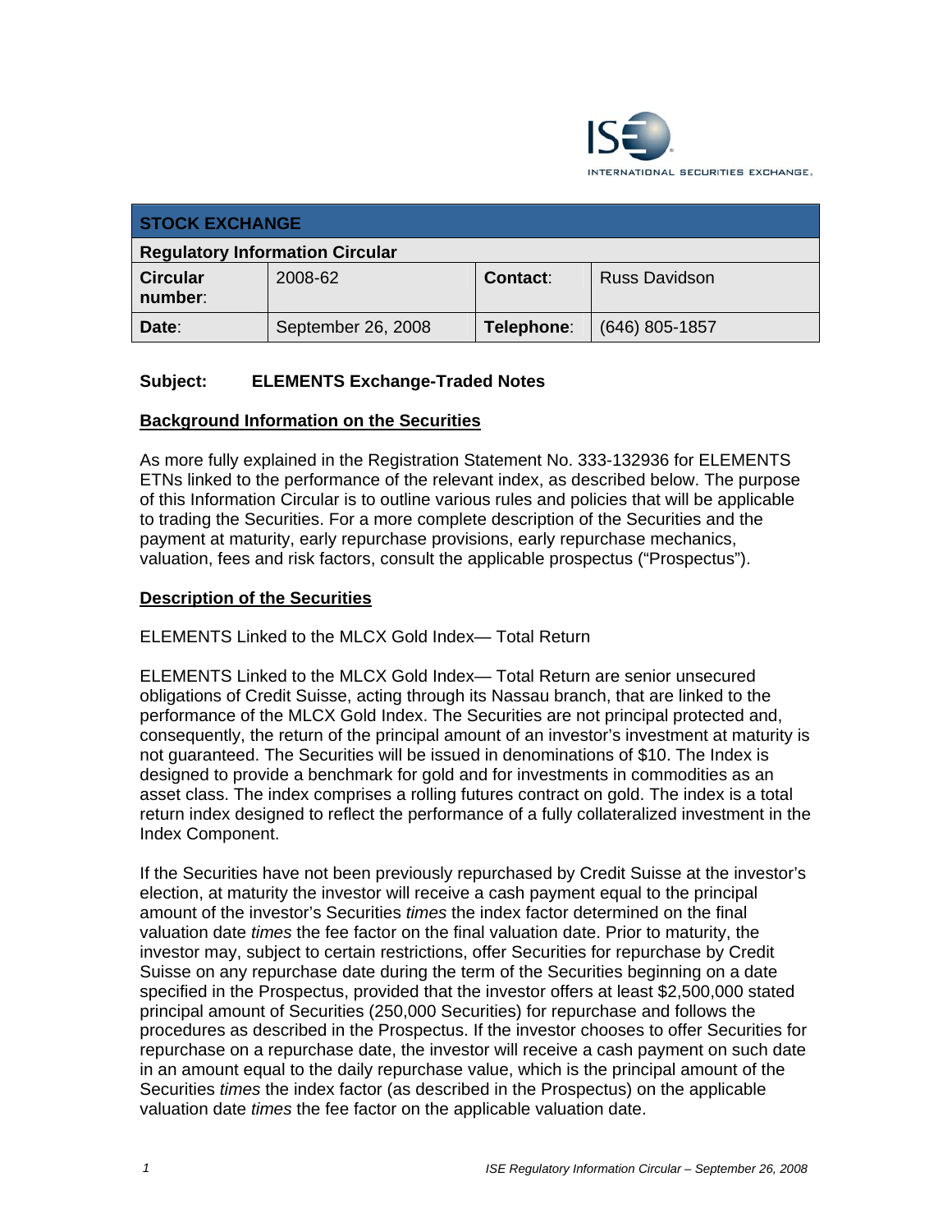ISE INTERNATIONAL SECURITIES EXCHANGE.

| STOCK EXCHANGE | | | |
|---|---|---|---|
| **Regulatory Information Circular** | | | |
| **Circular number**: | 2008-62 | **Contact**: | Russ Davidson |
| **Date**: | September 26, 2008 | **Telephone**: | (646) 805-1857 |

**Subject: ELEMENTS Exchange-Traded Notes**

## Background Information on the Securities

As more fully explained in the Registration Statement No. 333-132936 for ELEMENTS ETNs linked to the performance of the relevant index, as described below. The purpose of this Information Circular is to outline various rules and policies that will be applicable to trading the Securities. For a more complete description of the Securities and the payment at maturity, early repurchase provisions, early repurchase mechanics, valuation, fees and risk factors, consult the applicable prospectus ("Prospectus").

## Description of the Securities

ELEMENTS Linked to the MLCX Gold Index— Total Return

ELEMENTS Linked to the MLCX Gold Index— Total Return are senior unsecured obligations of Credit Suisse, acting through its Nassau branch, that are linked to the performance of the MLCX Gold Index. The Securities are not principal protected and, consequently, the return of the principal amount of an investor's investment at maturity is not guaranteed. The Securities will be issued in denominations of $10. The Index is designed to provide a benchmark for gold and for investments in commodities as an asset class. The index comprises a rolling futures contract on gold. The index is a total return index designed to reflect the performance of a fully collateralized investment in the Index Component.

If the Securities have not been previously repurchased by Credit Suisse at the investor's election, at maturity the investor will receive a cash payment equal to the principal amount of the investor's Securities *times* the index factor determined on the final valuation date *times* the fee factor on the final valuation date. Prior to maturity, the investor may, subject to certain restrictions, offer Securities for repurchase by Credit Suisse on any repurchase date during the term of the Securities beginning on a date specified in the Prospectus, provided that the investor offers at least $2,500,000 stated principal amount of Securities (250,000 Securities) for repurchase and follows the procedures as described in the Prospectus. If the investor chooses to offer Securities for repurchase on a repurchase date, the investor will receive a cash payment on such date in an amount equal to the daily repurchase value, which is the principal amount of the Securities *times* the index factor (as described in the Prospectus) on the applicable valuation date *times* the fee factor on the applicable valuation date.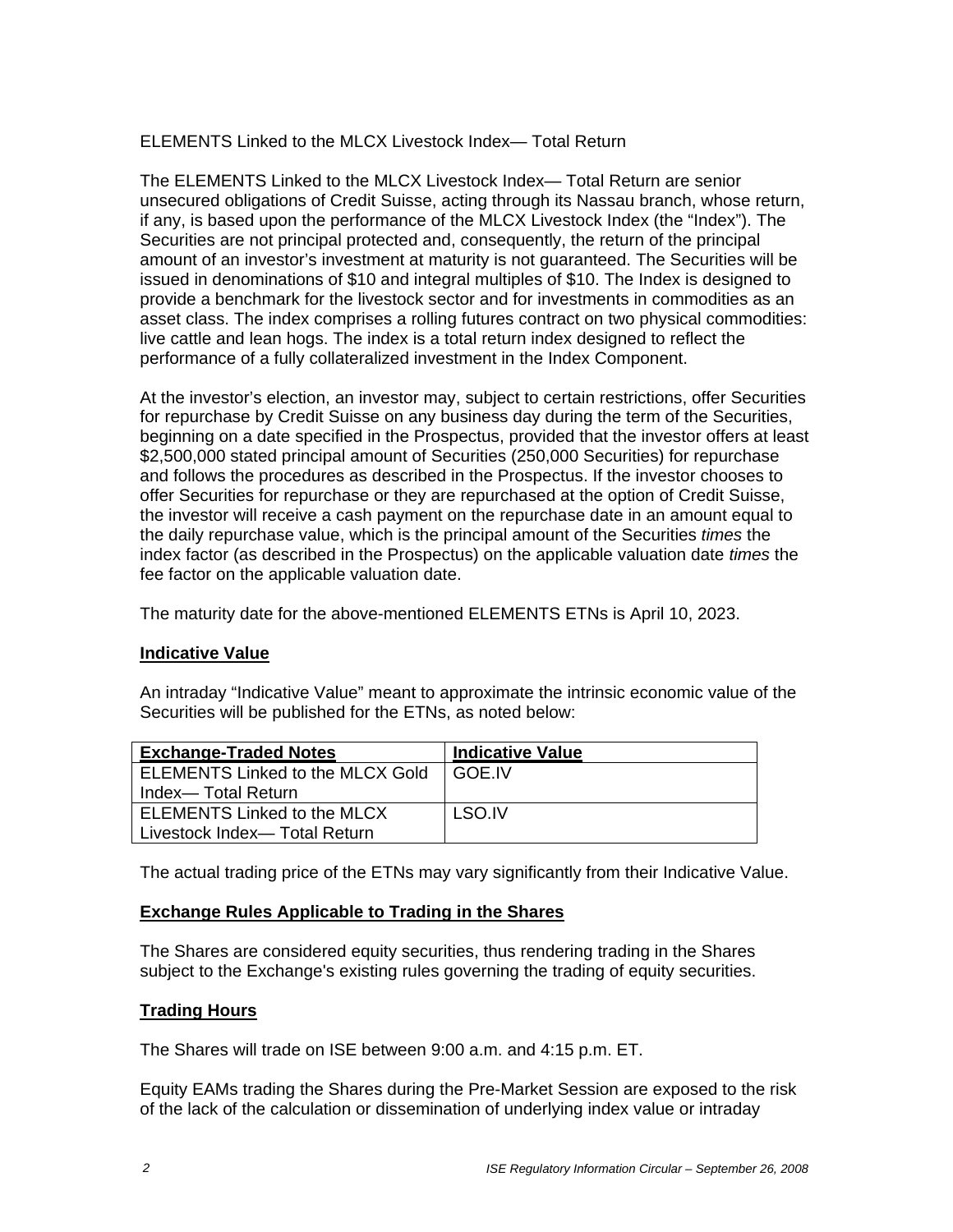ELEMENTS Linked to the MLCX Livestock Index— Total Return

The ELEMENTS Linked to the MLCX Livestock Index— Total Return are senior unsecured obligations of Credit Suisse, acting through its Nassau branch, whose return, if any, is based upon the performance of the MLCX Livestock Index (the "Index"). The Securities are not principal protected and, consequently, the return of the principal amount of an investor's investment at maturity is not guaranteed. The Securities will be issued in denominations of $10 and integral multiples of $10. The Index is designed to provide a benchmark for the livestock sector and for investments in commodities as an asset class. The index comprises a rolling futures contract on two physical commodities: live cattle and lean hogs. The index is a total return index designed to reflect the performance of a fully collateralized investment in the Index Component.

At the investor's election, an investor may, subject to certain restrictions, offer Securities for repurchase by Credit Suisse on any business day during the term of the Securities, beginning on a date specified in the Prospectus, provided that the investor offers at least $2,500,000 stated principal amount of Securities (250,000 Securities) for repurchase and follows the procedures as described in the Prospectus. If the investor chooses to offer Securities for repurchase or they are repurchased at the option of Credit Suisse, the investor will receive a cash payment on the repurchase date in an amount equal to the daily repurchase value, which is the principal amount of the Securities *times* the index factor (as described in the Prospectus) on the applicable valuation date *times* the fee factor on the applicable valuation date.

The maturity date for the above-mentioned ELEMENTS ETNs is April 10, 2023.

## Indicative Value

An intraday "Indicative Value" meant to approximate the intrinsic economic value of the Securities will be published for the ETNs, as noted below:

| Exchange-Traded Notes | Indicative Value |
| --- | --- |
| ELEMENTS Linked to the MLCX Gold Index— Total Return | GOE.IV |
| ELEMENTS Linked to the MLCX Livestock Index— Total Return | LSO.IV |

The actual trading price of the ETNs may vary significantly from their Indicative Value.

## Exchange Rules Applicable to Trading in the Shares

The Shares are considered equity securities, thus rendering trading in the Shares subject to the Exchange's existing rules governing the trading of equity securities.

## Trading Hours

The Shares will trade on ISE between 9:00 a.m. and 4:15 p.m. ET.

Equity EAMs trading the Shares during the Pre-Market Session are exposed to the risk of the lack of the calculation or dissemination of underlying index value or intraday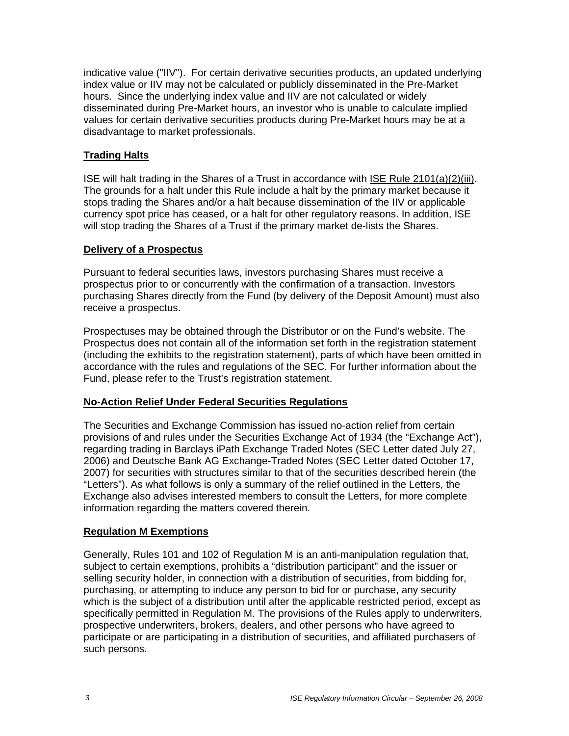indicative value ("IIV"). For certain derivative securities products, an updated underlying index value or IIV may not be calculated or publicly disseminated in the Pre-Market hours. Since the underlying index value and IIV are not calculated or widely disseminated during Pre-Market hours, an investor who is unable to calculate implied values for certain derivative securities products during Pre-Market hours may be at a disadvantage to market professionals.

## Trading Halts

ISE will halt trading in the Shares of a Trust in accordance with ISE Rule 2101(a)(2)(iii). The grounds for a halt under this Rule include a halt by the primary market because it stops trading the Shares and/or a halt because dissemination of the IIV or applicable currency spot price has ceased, or a halt for other regulatory reasons. In addition, ISE will stop trading the Shares of a Trust if the primary market de-lists the Shares.

## Delivery of a Prospectus

Pursuant to federal securities laws, investors purchasing Shares must receive a prospectus prior to or concurrently with the confirmation of a transaction. Investors purchasing Shares directly from the Fund (by delivery of the Deposit Amount) must also receive a prospectus.

Prospectuses may be obtained through the Distributor or on the Fund's website. The Prospectus does not contain all of the information set forth in the registration statement (including the exhibits to the registration statement), parts of which have been omitted in accordance with the rules and regulations of the SEC. For further information about the Fund, please refer to the Trust's registration statement.

## No-Action Relief Under Federal Securities Regulations

The Securities and Exchange Commission has issued no-action relief from certain provisions of and rules under the Securities Exchange Act of 1934 (the "Exchange Act"), regarding trading in Barclays iPath Exchange Traded Notes (SEC Letter dated July 27, 2006) and Deutsche Bank AG Exchange-Traded Notes (SEC Letter dated October 17, 2007) for securities with structures similar to that of the securities described herein (the "Letters"). As what follows is only a summary of the relief outlined in the Letters, the Exchange also advises interested members to consult the Letters, for more complete information regarding the matters covered therein.

## Regulation M Exemptions

Generally, Rules 101 and 102 of Regulation M is an anti-manipulation regulation that, subject to certain exemptions, prohibits a "distribution participant" and the issuer or selling security holder, in connection with a distribution of securities, from bidding for, purchasing, or attempting to induce any person to bid for or purchase, any security which is the subject of a distribution until after the applicable restricted period, except as specifically permitted in Regulation M. The provisions of the Rules apply to underwriters, prospective underwriters, brokers, dealers, and other persons who have agreed to participate or are participating in a distribution of securities, and affiliated purchasers of such persons.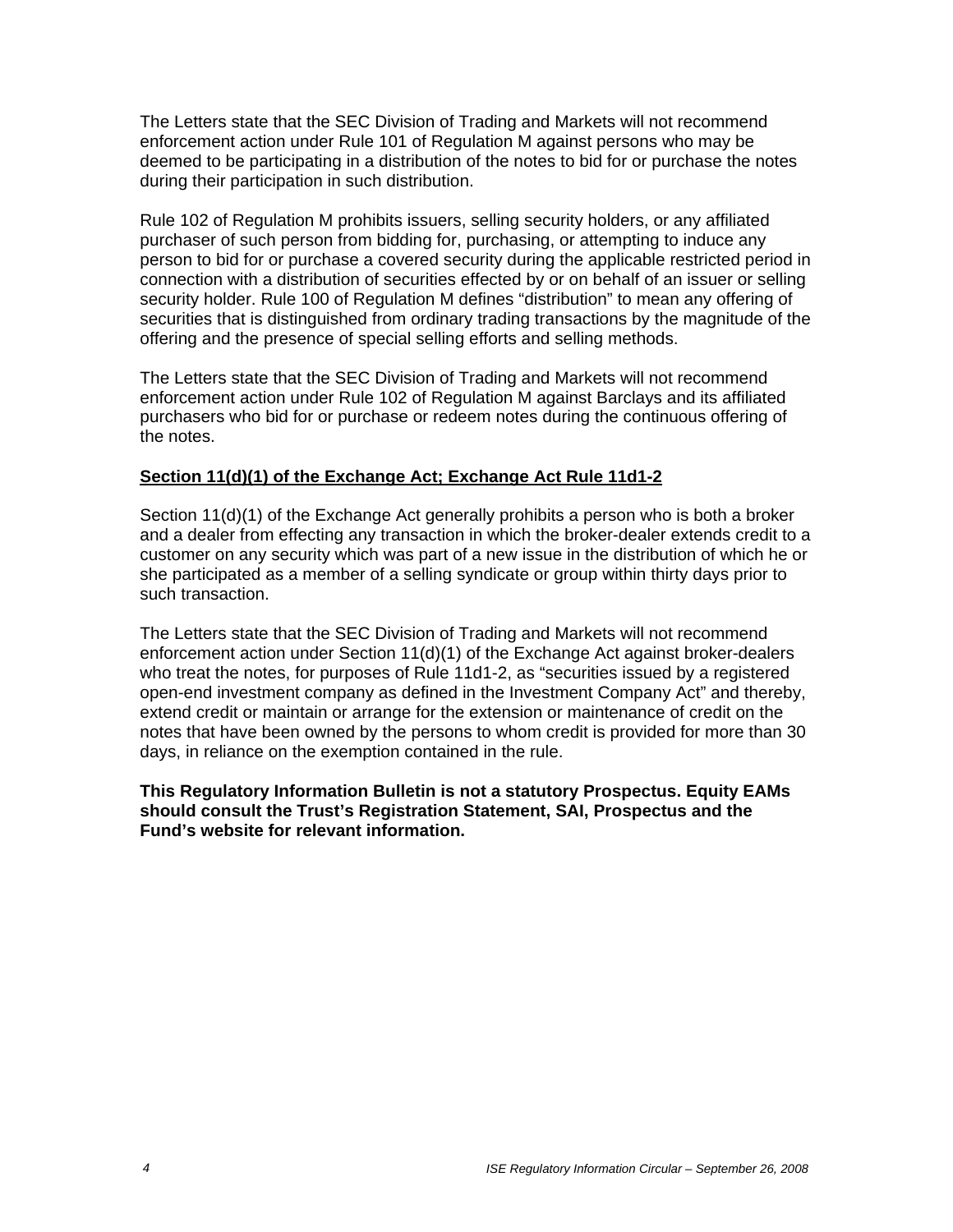The Letters state that the SEC Division of Trading and Markets will not recommend enforcement action under Rule 101 of Regulation M against persons who may be deemed to be participating in a distribution of the notes to bid for or purchase the notes during their participation in such distribution.

Rule 102 of Regulation M prohibits issuers, selling security holders, or any affiliated purchaser of such person from bidding for, purchasing, or attempting to induce any person to bid for or purchase a covered security during the applicable restricted period in connection with a distribution of securities effected by or on behalf of an issuer or selling security holder. Rule 100 of Regulation M defines "distribution" to mean any offering of securities that is distinguished from ordinary trading transactions by the magnitude of the offering and the presence of special selling efforts and selling methods.

The Letters state that the SEC Division of Trading and Markets will not recommend enforcement action under Rule 102 of Regulation M against Barclays and its affiliated purchasers who bid for or purchase or redeem notes during the continuous offering of the notes.

## Section 11(d)(1) of the Exchange Act; Exchange Act Rule 11d1-2

Section 11(d)(1) of the Exchange Act generally prohibits a person who is both a broker and a dealer from effecting any transaction in which the broker-dealer extends credit to a customer on any security which was part of a new issue in the distribution of which he or she participated as a member of a selling syndicate or group within thirty days prior to such transaction.

The Letters state that the SEC Division of Trading and Markets will not recommend enforcement action under Section 11(d)(1) of the Exchange Act against broker-dealers who treat the notes, for purposes of Rule 11d1-2, as "securities issued by a registered open-end investment company as defined in the Investment Company Act" and thereby, extend credit or maintain or arrange for the extension or maintenance of credit on the notes that have been owned by the persons to whom credit is provided for more than 30 days, in reliance on the exemption contained in the rule.

**This Regulatory Information Bulletin is not a statutory Prospectus. Equity EAMs should consult the Trust's Registration Statement, SAI, Prospectus and the Fund's website for relevant information.**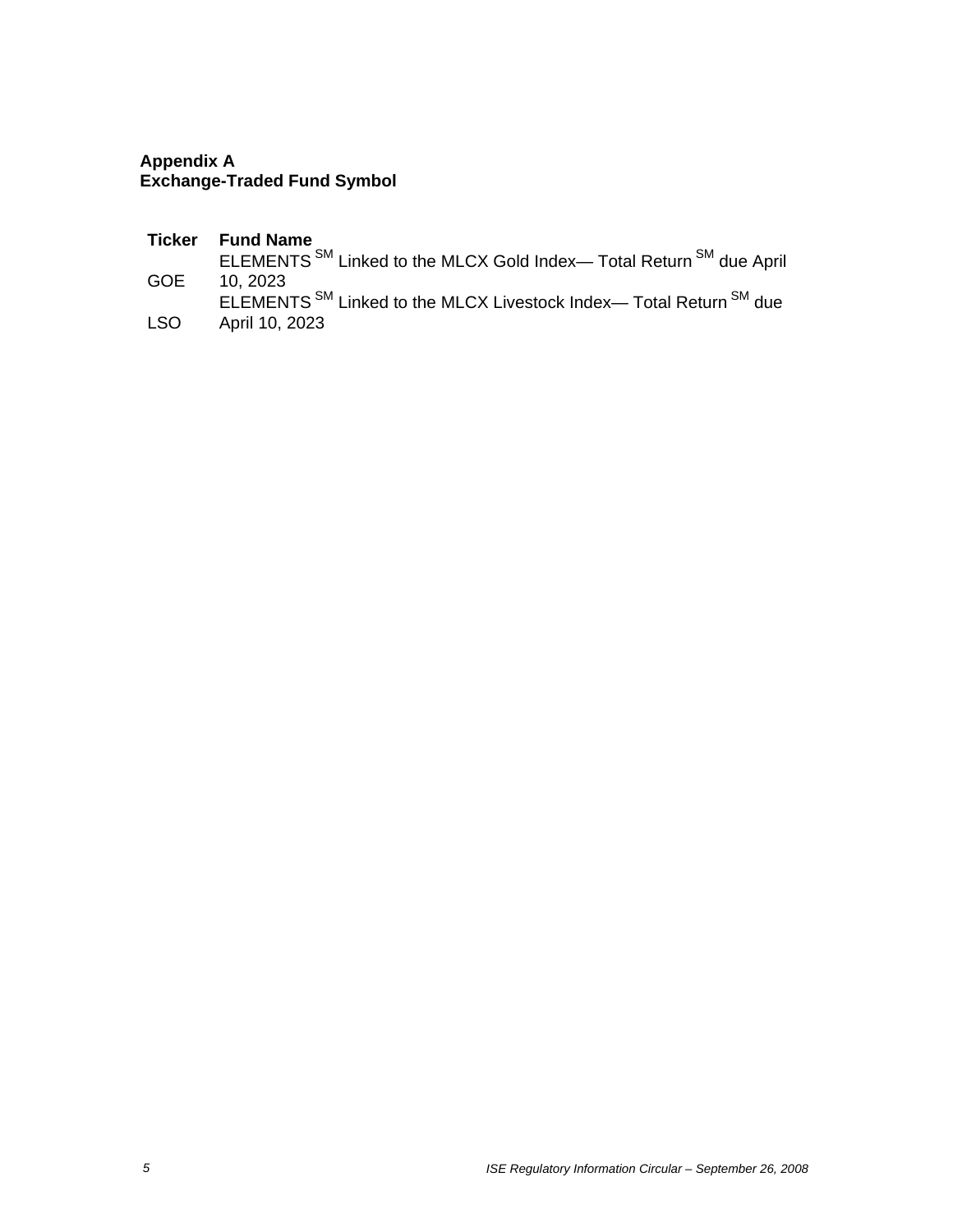**Appendix A**
**Exchange-Traded Fund Symbol**

| Ticker | Fund Name |
|---|---|
| GOE | ELEMENTS SM Linked to the MLCX Gold Index— Total Return SM due April 10, 2023 |
| LSO | ELEMENTS SM Linked to the MLCX Livestock Index— Total Return SM due April 10, 2023 |